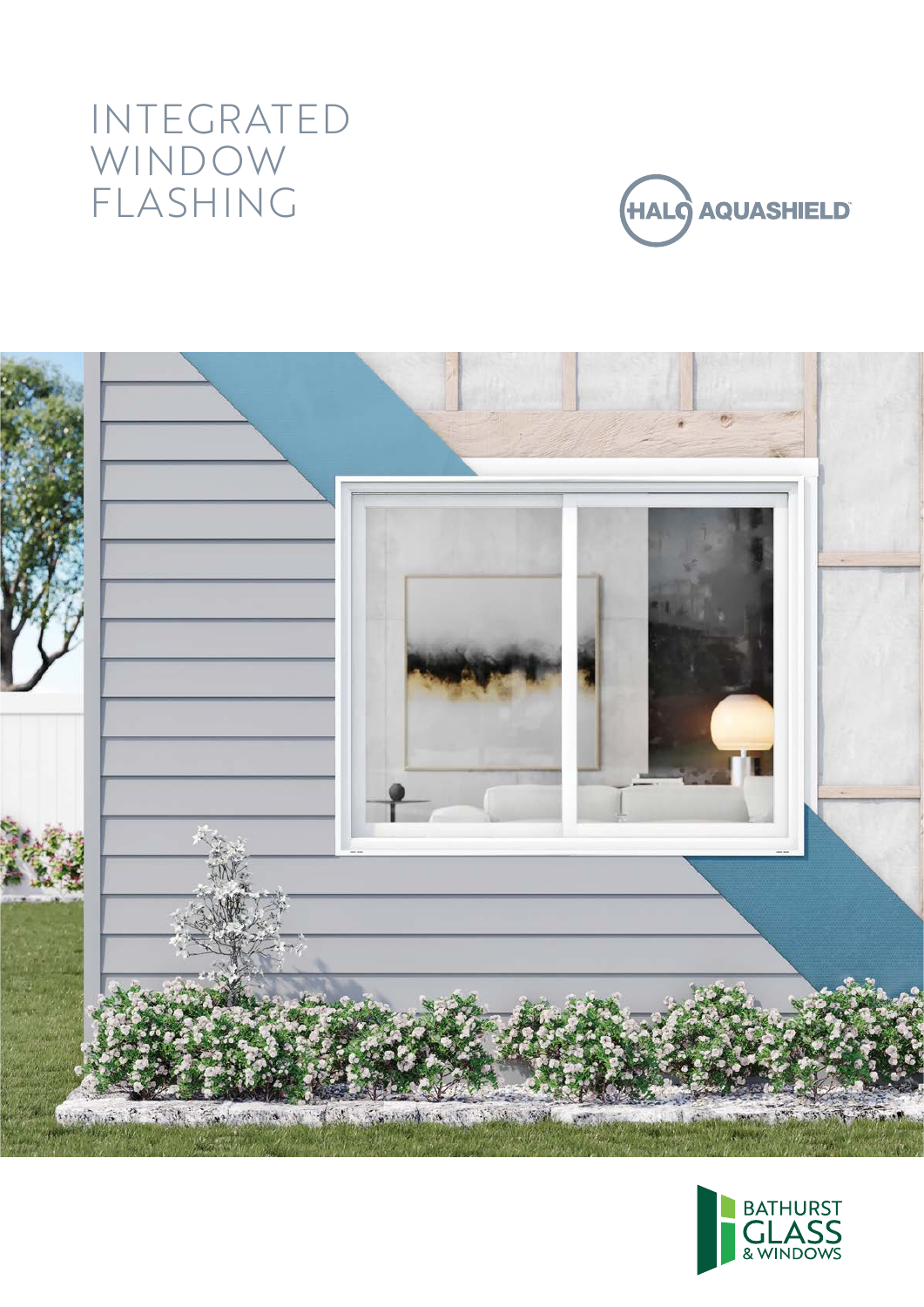# INTEGRATED WINDOW FLASHING

HALO AQUASHIELD™

BATHURST GLASS & WINDOWS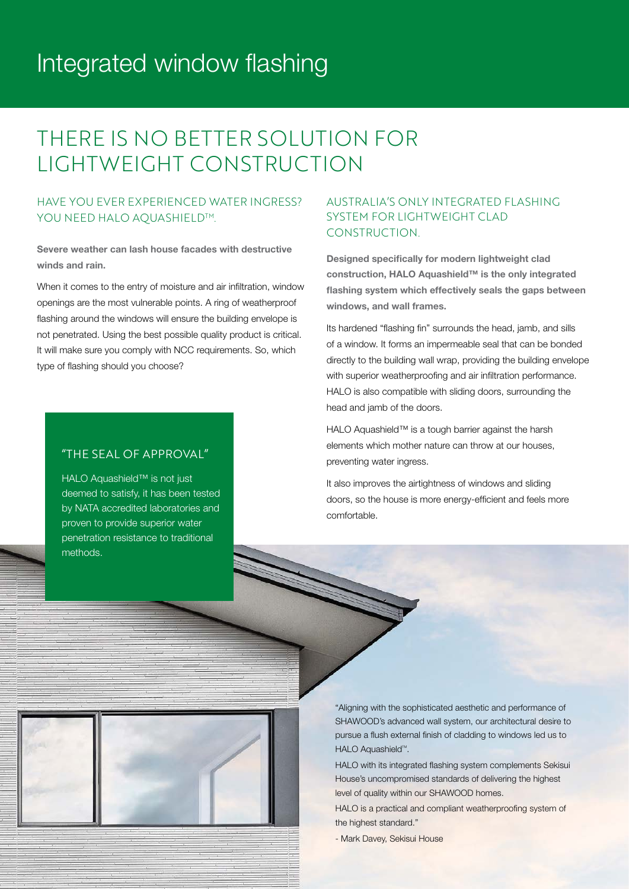# Integrated window flashing

## THERE IS NO BETTER SOLUTION FOR LIGHTWEIGHT CONSTRUCTION

### HAVE YOU EVER EXPERIENCED WATER INGRESS? YOU NEED HALO AQUASHIELD™.

**Severe weather can lash house facades with destructive winds and rain.**

When it comes to the entry of moisture and air infiltration, window openings are the most vulnerable points. A ring of weatherproof flashing around the windows will ensure the building envelope is not penetrated. Using the best possible quality product is critical. It will make sure you comply with NCC requirements. So, which type of flashing should you choose?

### "THE SEAL OF APPROVAL"

HALO Aquashield™ is not just deemed to satisfy, it has been tested by NATA accredited laboratories and proven to provide superior water penetration resistance to traditional methods.

### AUSTRALIA'S ONLY INTEGRATED FLASHING SYSTEM FOR LIGHTWEIGHT CLAD CONSTRUCTION.

**Designed specifically for modern lightweight clad construction, HALO Aquashield™ is the only integrated flashing system which effectively seals the gaps between windows, and wall frames.**

Its hardened "flashing fin" surrounds the head, jamb, and sills of a window. It forms an impermeable seal that can be bonded directly to the building wall wrap, providing the building envelope with superior weatherproofing and air infiltration performance. HALO is also compatible with sliding doors, surrounding the head and jamb of the doors.

HALO Aquashield™ is a tough barrier against the harsh elements which mother nature can throw at our houses, preventing water ingress.

It also improves the airtightness of windows and sliding doors, so the house is more energy-efficient and feels more comfortable.

"Aligning with the sophisticated aesthetic and performance of SHAWOOD's advanced wall system, our architectural desire to pursue a flush external finish of cladding to windows led us to HALO Aquashield™.

HALO with its integrated flashing system complements Sekisui House's uncompromised standards of delivering the highest level of quality within our SHAWOOD homes.

HALO is a practical and compliant weatherproofing system of the highest standard."

- Mark Davey, Sekisui House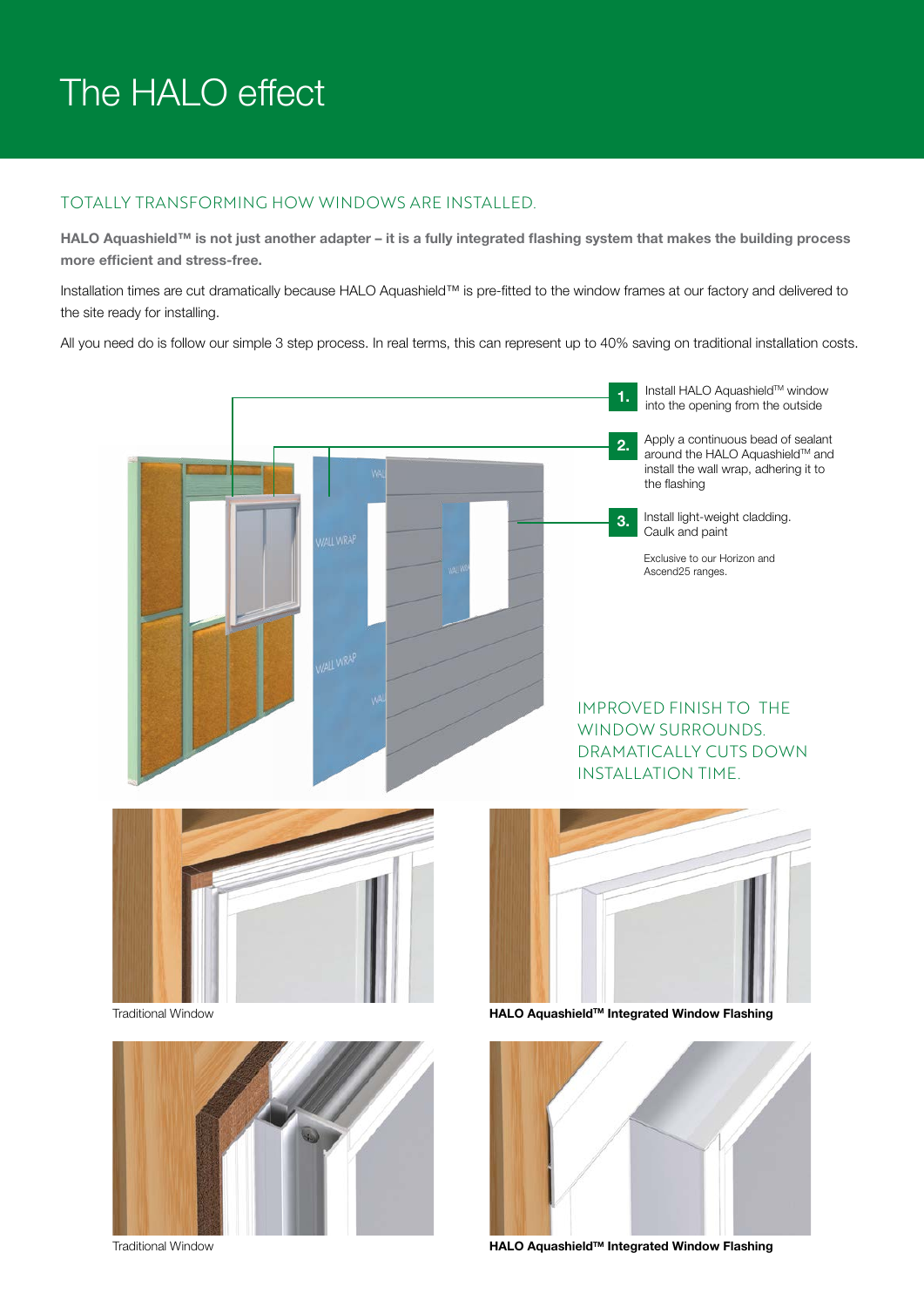# The HALO effect

## TOTALLY TRANSFORMING HOW WINDOWS ARE INSTALLED.

**HALO Aquashield™ is not just another adapter – it is a fully integrated flashing system that makes the building process more efficient and stress-free.**

Installation times are cut dramatically because HALO Aquashield™ is pre-fitted to the window frames at our factory and delivered to the site ready for installing.

All you need do is follow our simple 3 step process. In real terms, this can represent up to 40% saving on traditional installation costs.

1. Install HALO Aquashield™ window into the opening from the outside
2. Apply a continuous bead of sealant around the HALO Aquashield™ and install the wall wrap, adhering it to the flashing
3. Install light-weight cladding. Caulk and paint

Exclusive to our Horizon and Ascend25 ranges.

## IMPROVED FINISH TO THE WINDOW SURROUNDS. DRAMATICALLY CUTS DOWN INSTALLATION TIME.

Traditional Window

**HALO Aquashield™ Integrated Window Flashing**

Traditional Window

**HALO Aquashield™ Integrated Window Flashing**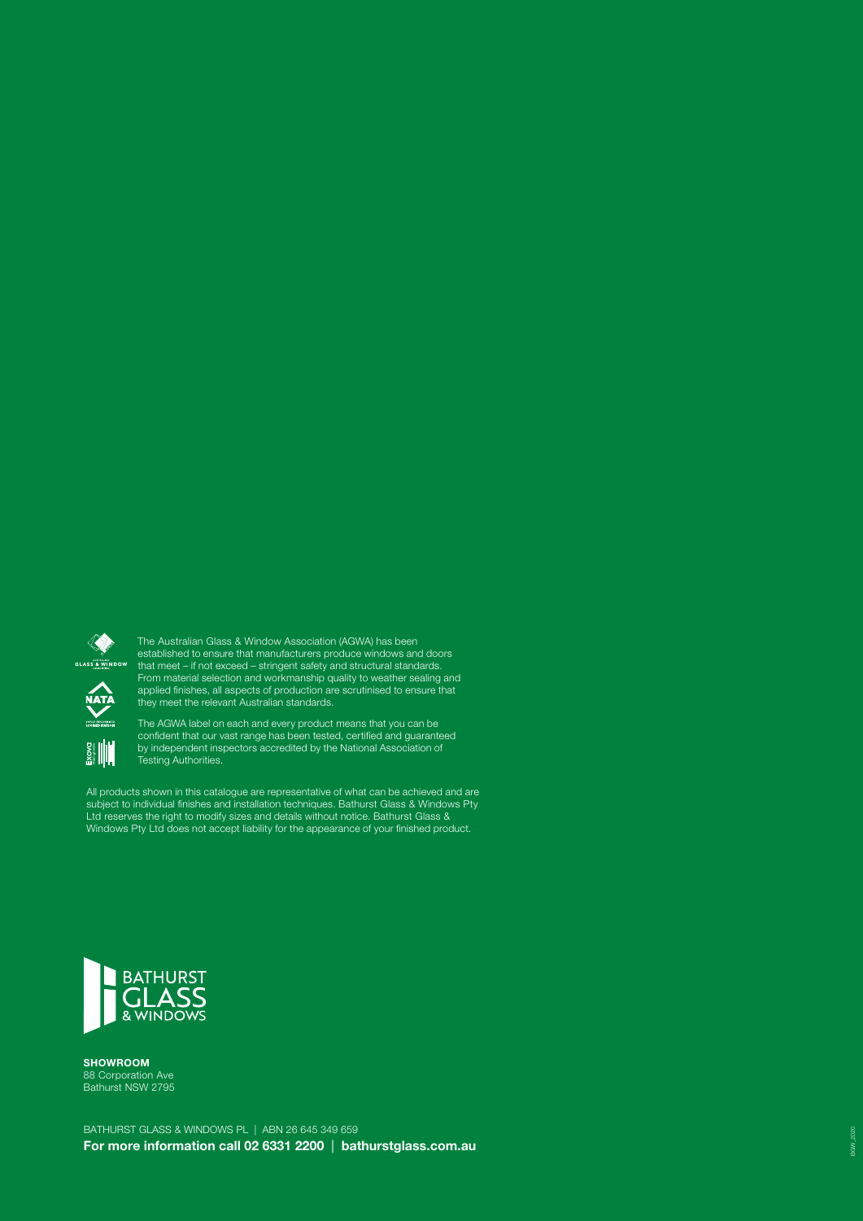The Australian Glass & Window Association (AGWA) has been established to ensure that manufacturers produce windows and doors that meet – if not exceed – stringent safety and structural standards. From material selection and workmanship quality to weather sealing and applied finishes, all aspects of production are scrutinised to ensure that they meet the relevant Australian standards.

The AGWA label on each and every product means that you can be confident that our vast range has been tested, certified and guaranteed by independent inspectors accredited by the National Association of Testing Authorities.

All products shown in this catalogue are representative of what can be achieved and are subject to individual finishes and installation techniques. Bathurst Glass & Windows Pty Ltd reserves the right to modify sizes and details without notice. Bathurst Glass & Windows Pty Ltd does not accept liability for the appearance of your finished product.

BATHURST GLASS & WINDOWS

**SHOWROOM**
88 Corporation Ave
Bathurst NSW 2795

BATHURST GLASS & WINDOWS PL | ABN 26 645 349 659

**For more information call 02 6331 2200 | bathurstglass.com.au**

BGW_2020